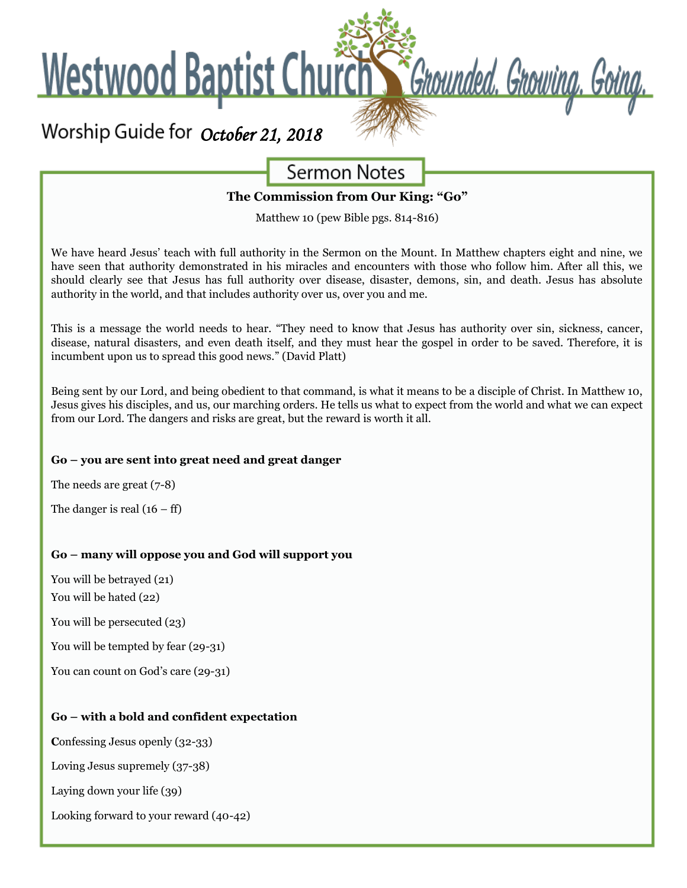# Westwood Baptist Church

*Grounded. Growing. Going.*

Worship Guide for *October 21, 2018*

## Sermon Notes

**The Commission from Our King: "Go"**

Matthew 10 (pew Bible pgs. 814-816)

We have heard Jesus' teach with full authority in the Sermon on the Mount. In Matthew chapters eight and nine, we have seen that authority demonstrated in his miracles and encounters with those who follow him. After all this, we should clearly see that Jesus has full authority over disease, disaster, demons, sin, and death. Jesus has absolute authority in the world, and that includes authority over us, over you and me.

This is a message the world needs to hear. "They need to know that Jesus has authority over sin, sickness, cancer, disease, natural disasters, and even death itself, and they must hear the gospel in order to be saved. Therefore, it is incumbent upon us to spread this good news." (David Platt)

Being sent by our Lord, and being obedient to that command, is what it means to be a disciple of Christ. In Matthew 10, Jesus gives his disciples, and us, our marching orders. He tells us what to expect from the world and what we can expect from our Lord. The dangers and risks are great, but the reward is worth it all.

**Go – you are sent into great need and great danger**

The needs are great (7-8)

The danger is real (16 – ff)

**Go – many will oppose you and God will support you**

You will be betrayed (21)

You will be hated (22)

You will be persecuted (23)

You will be tempted by fear (29-31)

You can count on God's care (29-31)

**Go – with a bold and confident expectation**

**C**onfessing Jesus openly (32-33)

Loving Jesus supremely (37-38)

Laying down your life (39)

Looking forward to your reward (40-42)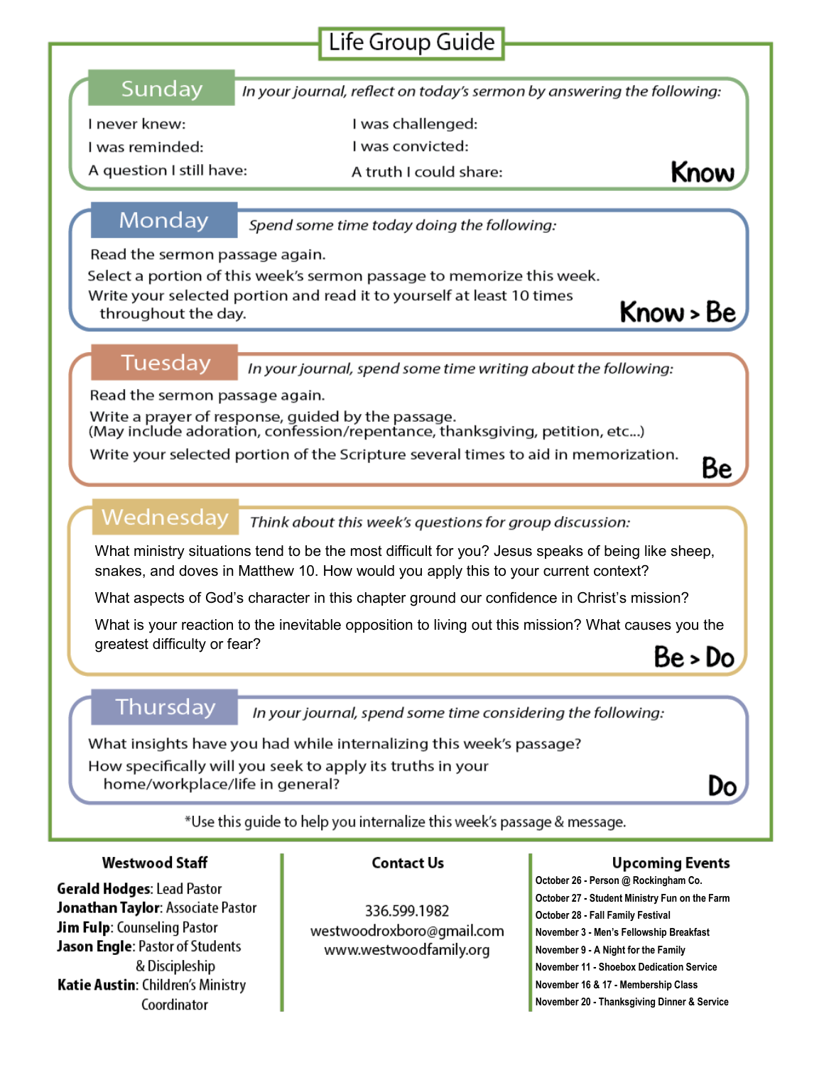# Life Group Guide

## Sunday

*In your journal, reflect on today's sermon by answering the following:*

I never knew:

I was reminded:

A question I still have:

I was challenged:

I was convicted:

A truth I could share:

**Know**

## Monday

*Spend some time today doing the following:*

Read the sermon passage again.

Select a portion of this week's sermon passage to memorize this week.

Write your selected portion and read it to yourself at least 10 times throughout the day.

**Know > Be**

## Tuesday

*In your journal, spend some time writing about the following:*

Read the sermon passage again.

Write a prayer of response, guided by the passage.
(May include adoration, confession/repentance, thanksgiving, petition, etc...)

Write your selected portion of the Scripture several times to aid in memorization.

**Be**

## Wednesday

*Think about this week's questions for group discussion:*

What ministry situations tend to be the most difficult for you? Jesus speaks of being like sheep, snakes, and doves in Matthew 10. How would you apply this to your current context?

What aspects of God's character in this chapter ground our confidence in Christ's mission?

What is your reaction to the inevitable opposition to living out this mission? What causes you the greatest difficulty or fear?

**Be > Do**

## Thursday

*In your journal, spend some time considering the following:*

What insights have you had while internalizing this week's passage?

How specifically will you seek to apply its truths in your home/workplace/life in general?

**Do**

*Use this guide to help you internalize this week's passage & message.

### Westwood Staff

**Gerald Hodges**: Lead Pastor
**Jonathan Taylor**: Associate Pastor
**Jim Fulp**: Counseling Pastor
**Jason Engle**: Pastor of Students & Discipleship
**Katie Austin**: Children's Ministry Coordinator

### Contact Us

336.599.1982
westwoodroxboro@gmail.com
www.westwoodfamily.org

### Upcoming Events

**October 26 - Person @ Rockingham Co.**
**October 27 - Student Ministry Fun on the Farm**
**October 28 - Fall Family Festival**
**November 3 - Men's Fellowship Breakfast**
**November 9 - A Night for the Family**
**November 11 - Shoebox Dedication Service**
**November 16 & 17 - Membership Class**
**November 20 - Thanksgiving Dinner & Service**